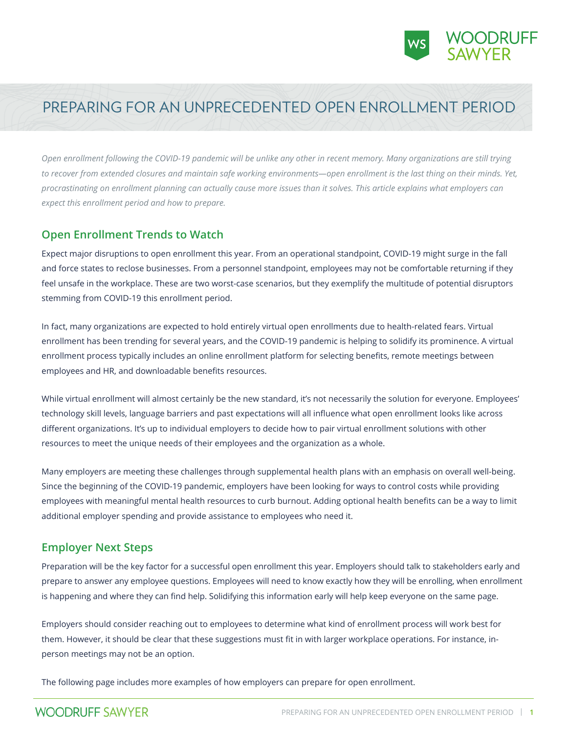# PREPARING FOR AN UNPRECEDENTED OPEN ENROLLMENT PERIOD

*Open enrollment following the COVID-19 pandemic will be unlike any other in recent memory. Many organizations are still trying to recover from extended closures and maintain safe working environments—open enrollment is the last thing on their minds. Yet, procrastinating on enrollment planning can actually cause more issues than it solves. This article explains what employers can expect this enrollment period and how to prepare.*

## Open Enrollment Trends to Watch

Expect major disruptions to open enrollment this year. From an operational standpoint, COVID-19 might surge in the fall and force states to reclose businesses. From a personnel standpoint, employees may not be comfortable returning if they feel unsafe in the workplace. These are two worst-case scenarios, but they exemplify the multitude of potential disruptors stemming from COVID-19 this enrollment period.

In fact, many organizations are expected to hold entirely virtual open enrollments due to health-related fears. Virtual enrollment has been trending for several years, and the COVID-19 pandemic is helping to solidify its prominence. A virtual enrollment process typically includes an online enrollment platform for selecting benefits, remote meetings between employees and HR, and downloadable benefits resources.

While virtual enrollment will almost certainly be the new standard, it's not necessarily the solution for everyone. Employees' technology skill levels, language barriers and past expectations will all influence what open enrollment looks like across different organizations. It's up to individual employers to decide how to pair virtual enrollment solutions with other resources to meet the unique needs of their employees and the organization as a whole.

Many employers are meeting these challenges through supplemental health plans with an emphasis on overall well-being. Since the beginning of the COVID-19 pandemic, employers have been looking for ways to control costs while providing employees with meaningful mental health resources to curb burnout. Adding optional health benefits can be a way to limit additional employer spending and provide assistance to employees who need it.

## Employer Next Steps

Preparation will be the key factor for a successful open enrollment this year. Employers should talk to stakeholders early and prepare to answer any employee questions. Employees will need to know exactly how they will be enrolling, when enrollment is happening and where they can find help. Solidifying this information early will help keep everyone on the same page.

Employers should consider reaching out to employees to determine what kind of enrollment process will work best for them. However, it should be clear that these suggestions must fit in with larger workplace operations. For instance, in-person meetings may not be an option.

The following page includes more examples of how employers can prepare for open enrollment.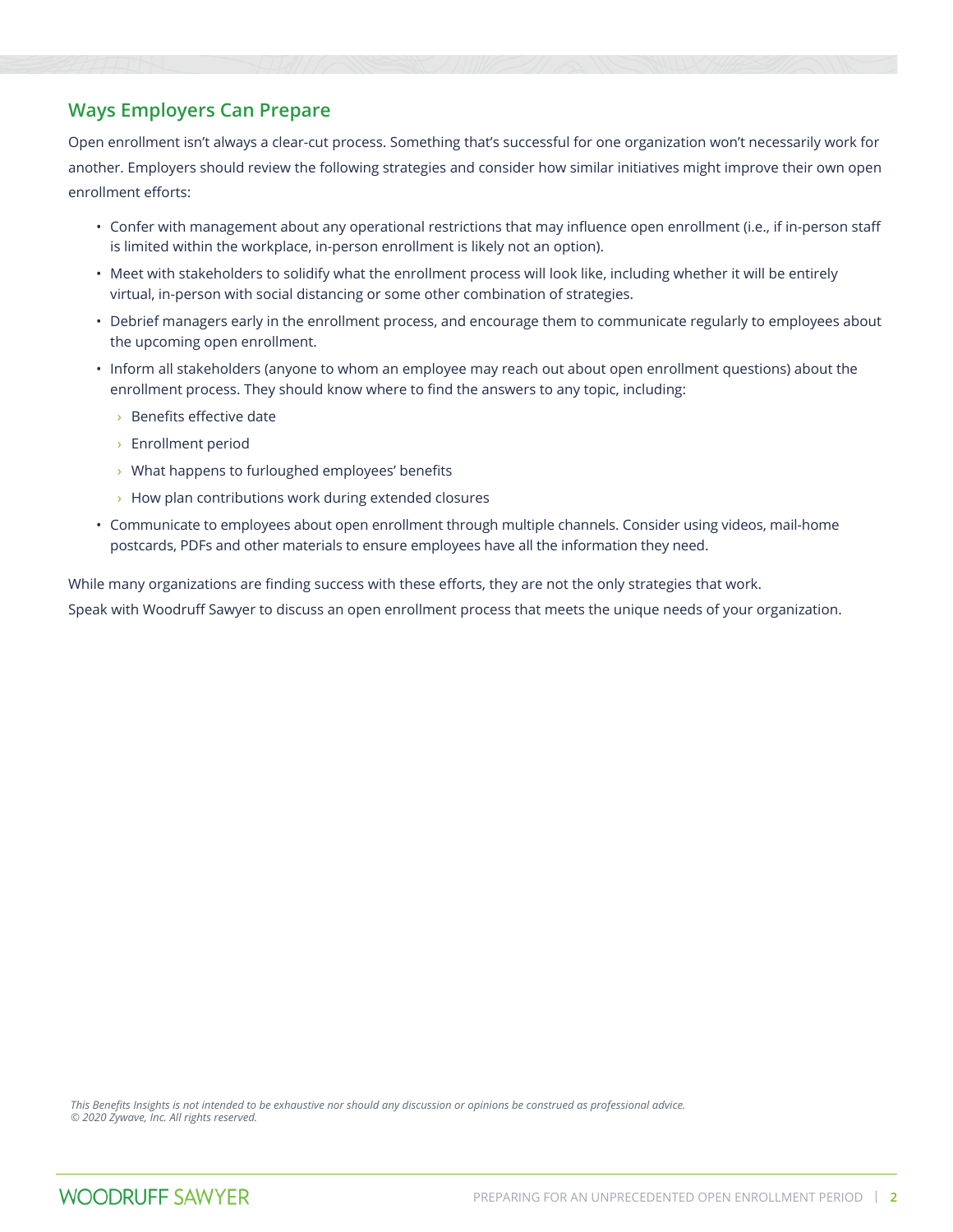## Ways Employers Can Prepare

Open enrollment isn't always a clear-cut process. Something that's successful for one organization won't necessarily work for another. Employers should review the following strategies and consider how similar initiatives might improve their own open enrollment efforts:

- Confer with management about any operational restrictions that may influence open enrollment (i.e., if in-person staff is limited within the workplace, in-person enrollment is likely not an option).
- Meet with stakeholders to solidify what the enrollment process will look like, including whether it will be entirely virtual, in-person with social distancing or some other combination of strategies.
- Debrief managers early in the enrollment process, and encourage them to communicate regularly to employees about the upcoming open enrollment.
- Inform all stakeholders (anyone to whom an employee may reach out about open enrollment questions) about the enrollment process. They should know where to find the answers to any topic, including:
  - Benefits effective date
  - Enrollment period
  - What happens to furloughed employees' benefits
  - How plan contributions work during extended closures
- Communicate to employees about open enrollment through multiple channels. Consider using videos, mail-home postcards, PDFs and other materials to ensure employees have all the information they need.

While many organizations are finding success with these efforts, they are not the only strategies that work.
Speak with Woodruff Sawyer to discuss an open enrollment process that meets the unique needs of your organization.

*This Benefits Insights is not intended to be exhaustive nor should any discussion or opinions be construed as professional advice.*
*© 2020 Zywave, Inc. All rights reserved.*